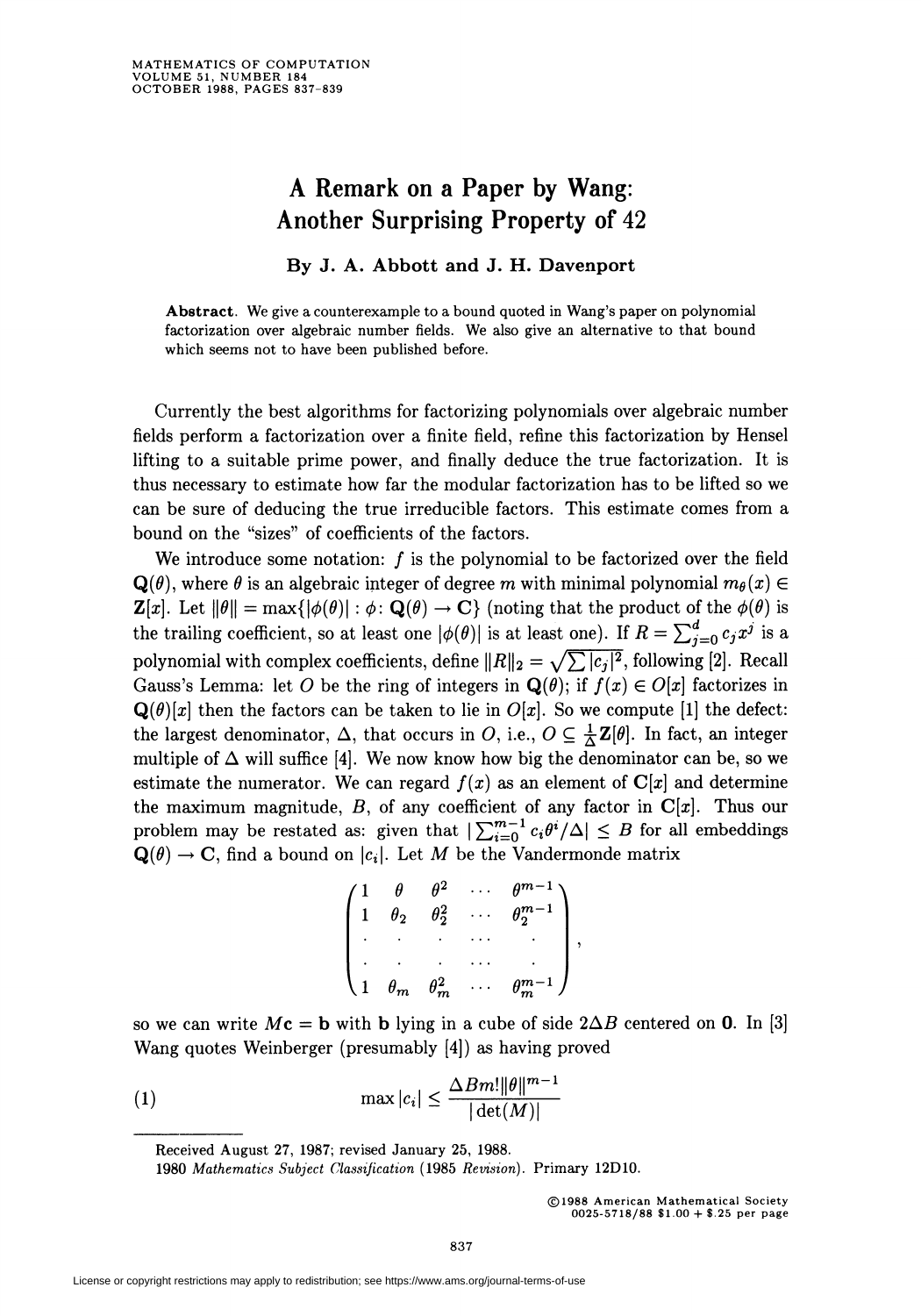# A Remark on a Paper by Wang: Another Surprising Property of 42

**By J. A. Abbott and J. H. Davenport**

**Abstract.** We give a counterexample to a bound quoted in Wang's paper on polynomial factorization over algebraic number fields. We also give an alternative to that bound which seems not to have been published before.

Currently the best algorithms for factorizing polynomials over algebraic number fields perform a factorization over a finite field, refine this factorization by Hensel lifting to a suitable prime power, and finally deduce the true factorization. It is thus necessary to estimate how far the modular factorization has to be lifted so we can be sure of deducing the true irreducible factors. This estimate comes from a bound on the "sizes" of coefficients of the factors.

We introduce some notation: $f$ is the polynomial to be factorized over the field $\mathbf{Q}(\theta)$, where $\theta$ is an algebraic integer of degree $m$ with minimal polynomial $m_\theta(x) \in \mathbf{Z}[x]$. Let $\|\theta\| = \max\{|\phi(\theta)| : \phi \colon \mathbf{Q}(\theta) \to \mathbf{C}\}$ (noting that the product of the $\phi(\theta)$ is the trailing coefficient, so at least one $|\phi(\theta)|$ is at least one). If $R = \sum_{j=0}^{d} c_j x^j$ is a polynomial with complex coefficients, define $\|R\|_2 = \sqrt{\sum |c_j|^2}$, following [2]. Recall Gauss's Lemma: let $O$ be the ring of integers in $\mathbf{Q}(\theta)$; if $f(x) \in O[x]$ factorizes in $\mathbf{Q}(\theta)[x]$ then the factors can be taken to lie in $O[x]$. So we compute [1] the defect: the largest denominator, $\Delta$, that occurs in $O$, i.e., $O \subseteq \frac{1}{\Delta}\mathbf{Z}[\theta]$. In fact, an integer multiple of $\Delta$ will suffice [4]. We now know how big the denominator can be, so we estimate the numerator. We can regard $f(x)$ as an element of $\mathbf{C}[x]$ and determine the maximum magnitude, $B$, of any coefficient of any factor in $\mathbf{C}[x]$. Thus our problem may be restated as: given that $|\sum_{i=0}^{m-1} c_i\theta^i/\Delta| \le B$ for all embeddings $\mathbf{Q}(\theta) \to \mathbf{C}$, find a bound on $|c_i|$. Let $M$ be the Vandermonde matrix

$$\begin{pmatrix} 1 & \theta & \theta^2 & \cdots & \theta^{m-1} \\ 1 & \theta_2 & \theta_2^2 & \cdots & \theta_2^{m-1} \\ \cdot & \cdot & \cdot & \cdots & \cdot \\ \cdot & \cdot & \cdot & \cdots & \cdot \\ 1 & \theta_m & \theta_m^2 & \cdots & \theta_m^{m-1} \end{pmatrix},$$

so we can write $M\mathbf{c} = \mathbf{b}$ with $\mathbf{b}$ lying in a cube of side $2\Delta B$ centered on $\mathbf{0}$. In [3] Wang quotes Weinberger (presumably [4]) as having proved

$$\max |c_i| \le \frac{\Delta B m! \|\theta\|^{m-1}}{|\det(M)|} \tag{1}$$

Received August 27, 1987; revised January 25, 1988.

1980 *Mathematics Subject Classification* (1985 *Revision*). Primary 12D10.

©1988 American Mathematical Society
0025-5718/88 \$1.00 + \$.25 per page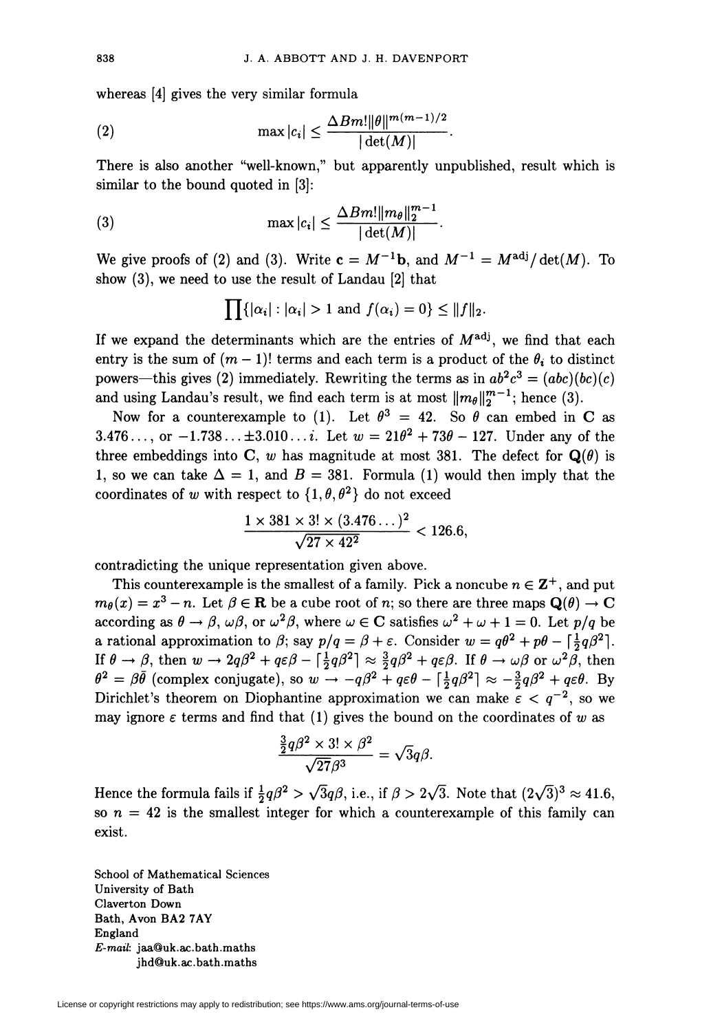whereas [4] gives the very similar formula

$$\max |c_i| \leq \frac{\Delta B m! \|\theta\|^{m(m-1)/2}}{|\det(M)|}. \tag{2}$$

There is also another "well-known," but apparently unpublished, result which is similar to the bound quoted in [3]:

$$\max |c_i| \leq \frac{\Delta B m! \|m_\theta\|_2^{m-1}}{|\det(M)|}. \tag{3}$$

We give proofs of (2) and (3). Write $\mathbf{c} = M^{-1}\mathbf{b}$, and $M^{-1} = M^{\mathrm{adj}}/\det(M)$. To show (3), we need to use the result of Landau [2] that

$$\prod \{|\alpha_i| : |\alpha_i| > 1 \text{ and } f(\alpha_i) = 0\} \leq \|f\|_2.$$

If we expand the determinants which are the entries of $M^{\mathrm{adj}}$, we find that each entry is the sum of $(m-1)!$ terms and each term is a product of the $\theta_i$ to distinct powers—this gives (2) immediately. Rewriting the terms as in $ab^2c^3 = (abc)(bc)(c)$ and using Landau's result, we find each term is at most $\|m_\theta\|_2^{m-1}$; hence (3).

Now for a counterexample to (1). Let $\theta^3 = 42$. So $\theta$ can embed in $\mathbf{C}$ as $3.476\ldots$, or $-1.738\ldots \pm 3.010\ldots i$. Let $w = 21\theta^2 + 73\theta - 127$. Under any of the three embeddings into $\mathbf{C}$, $w$ has magnitude at most 381. The defect for $\mathbf{Q}(\theta)$ is 1, so we can take $\Delta = 1$, and $B = 381$. Formula (1) would then imply that the coordinates of $w$ with respect to $\{1, \theta, \theta^2\}$ do not exceed

$$\frac{1 \times 381 \times 3! \times (3.476\ldots)^2}{\sqrt{27 \times 42^2}} < 126.6,$$

contradicting the unique representation given above.

This counterexample is the smallest of a family. Pick a noncube $n \in \mathbf{Z}^+$, and put $m_\theta(x) = x^3 - n$. Let $\beta \in \mathbf{R}$ be a cube root of $n$; so there are three maps $\mathbf{Q}(\theta) \to \mathbf{C}$ according as $\theta \to \beta$, $\omega\beta$, or $\omega^2\beta$, where $\omega \in \mathbf{C}$ satisfies $\omega^2 + \omega + 1 = 0$. Let $p/q$ be a rational approximation to $\beta$; say $p/q = \beta + \varepsilon$. Consider $w = q\theta^2 + p\theta - \lceil \frac{1}{2}q\beta^2 \rceil$. If $\theta \to \beta$, then $w \to 2q\beta^2 + q\varepsilon\beta - \lceil \frac{1}{2}q\beta^2 \rceil \approx \frac{3}{2}q\beta^2 + q\varepsilon\beta$. If $\theta \to \omega\beta$ or $\omega^2\beta$, then $\theta^2 = \beta\bar{\theta}$ (complex conjugate), so $w \to -q\beta^2 + q\varepsilon\theta - \lceil \frac{1}{2}q\beta^2 \rceil \approx -\frac{3}{2}q\beta^2 + q\varepsilon\theta$. By Dirichlet's theorem on Diophantine approximation we can make $\varepsilon < q^{-2}$, so we may ignore $\varepsilon$ terms and find that (1) gives the bound on the coordinates of $w$ as

$$\frac{\frac{3}{2}q\beta^2 \times 3! \times \beta^2}{\sqrt{27}\beta^3} = \sqrt{3}q\beta.$$

Hence the formula fails if $\frac{1}{2}q\beta^2 > \sqrt{3}q\beta$, i.e., if $\beta > 2\sqrt{3}$. Note that $(2\sqrt{3})^3 \approx 41.6$, so $n = 42$ is the smallest integer for which a counterexample of this family can exist.

School of Mathematical Sciences
University of Bath
Claverton Down
Bath, Avon BA2 7AY
England
*E-mail*: jaa@uk.ac.bath.maths
jhd@uk.ac.bath.maths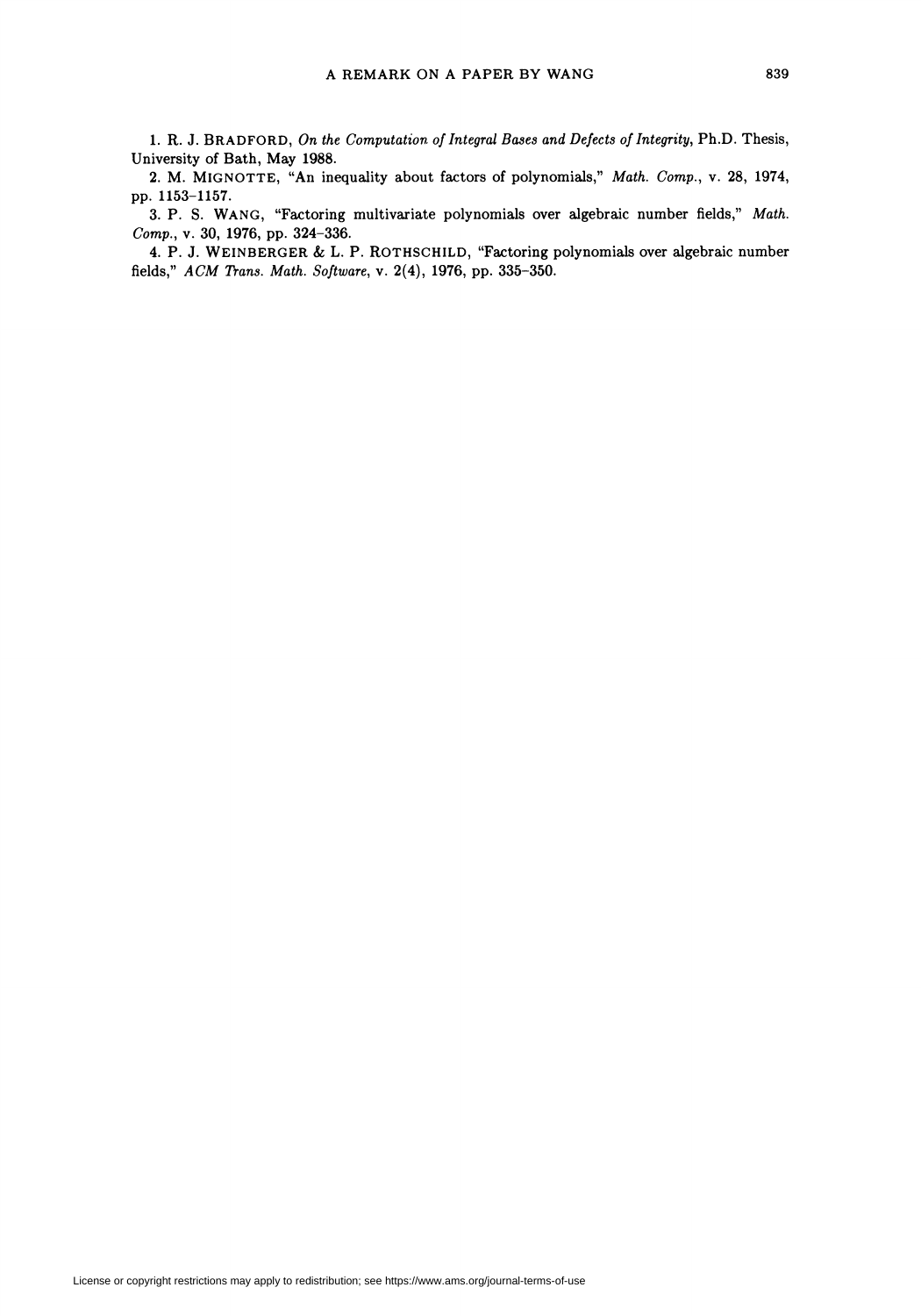1. R. J. BRADFORD, *On the Computation of Integral Bases and Defects of Integrity*, Ph.D. Thesis, University of Bath, May 1988.

2. M. MIGNOTTE, "An inequality about factors of polynomials," *Math. Comp.*, v. 28, 1974, pp. 1153–1157.

3. P. S. WANG, "Factoring multivariate polynomials over algebraic number fields," *Math. Comp.*, v. 30, 1976, pp. 324–336.

4. P. J. WEINBERGER & L. P. ROTHSCHILD, "Factoring polynomials over algebraic number fields," *ACM Trans. Math. Software*, v. 2(4), 1976, pp. 335–350.